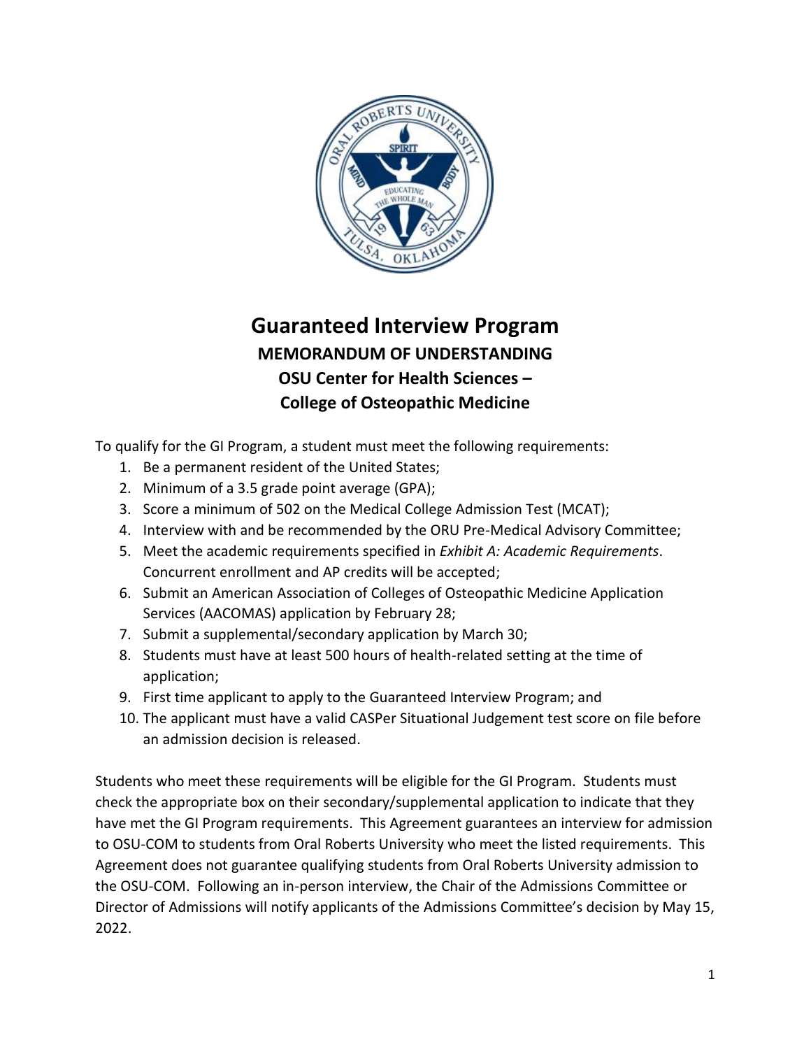# Guaranteed Interview Program

## MEMORANDUM OF UNDERSTANDING

## OSU Center for Health Sciences – College of Osteopathic Medicine

To qualify for the GI Program, a student must meet the following requirements:

1. Be a permanent resident of the United States;
2. Minimum of a 3.5 grade point average (GPA);
3. Score a minimum of 502 on the Medical College Admission Test (MCAT);
4. Interview with and be recommended by the ORU Pre-Medical Advisory Committee;
5. Meet the academic requirements specified in *Exhibit A: Academic Requirements*. Concurrent enrollment and AP credits will be accepted;
6. Submit an American Association of Colleges of Osteopathic Medicine Application Services (AACOMAS) application by February 28;
7. Submit a supplemental/secondary application by March 30;
8. Students must have at least 500 hours of health-related setting at the time of application;
9. First time applicant to apply to the Guaranteed Interview Program; and
10. The applicant must have a valid CASPer Situational Judgement test score on file before an admission decision is released.

Students who meet these requirements will be eligible for the GI Program. Students must check the appropriate box on their secondary/supplemental application to indicate that they have met the GI Program requirements. This Agreement guarantees an interview for admission to OSU-COM to students from Oral Roberts University who meet the listed requirements. This Agreement does not guarantee qualifying students from Oral Roberts University admission to the OSU-COM. Following an in-person interview, the Chair of the Admissions Committee or Director of Admissions will notify applicants of the Admissions Committee's decision by May 15, 2022.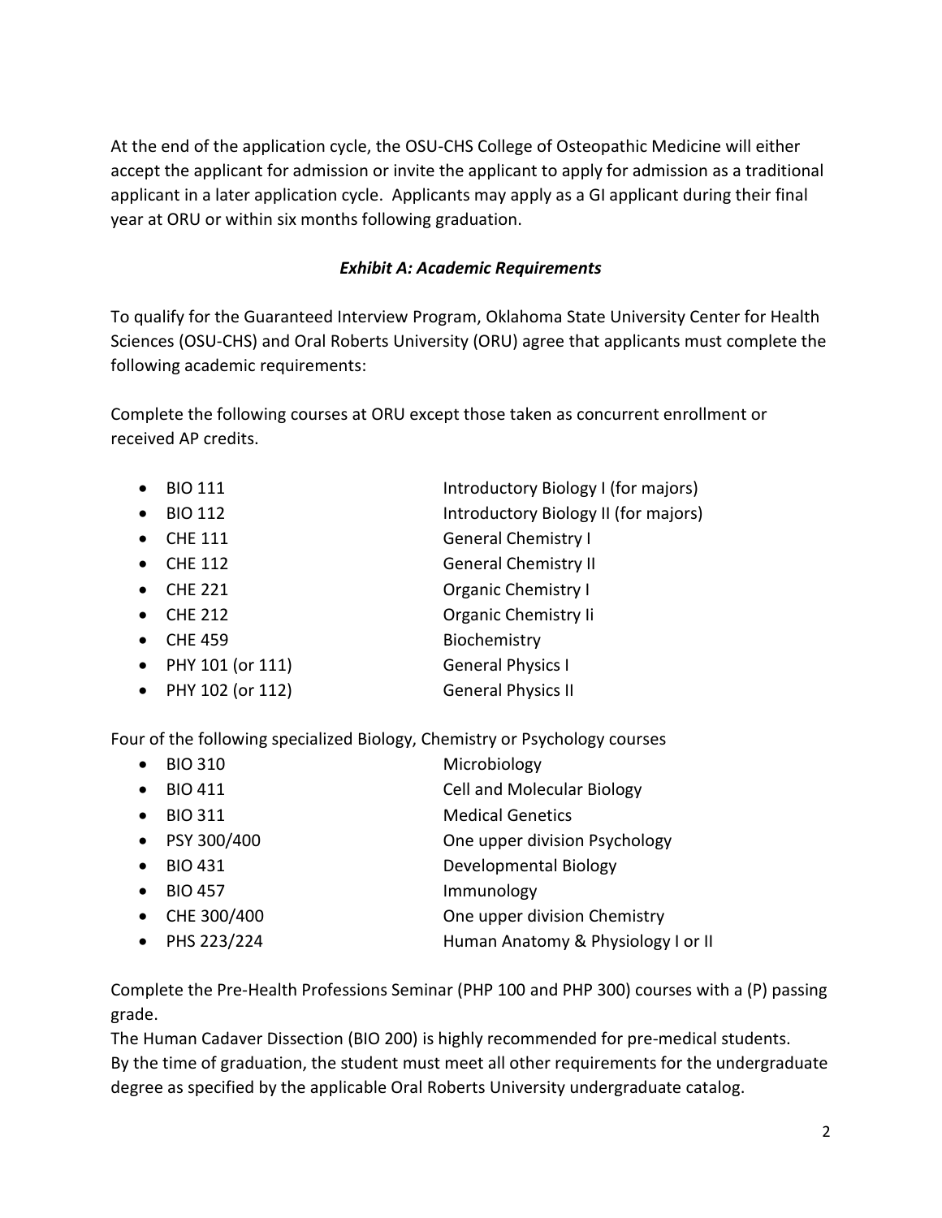At the end of the application cycle, the OSU-CHS College of Osteopathic Medicine will either accept the applicant for admission or invite the applicant to apply for admission as a traditional applicant in a later application cycle. Applicants may apply as a GI applicant during their final year at ORU or within six months following graduation.

### *Exhibit A: Academic Requirements*

To qualify for the Guaranteed Interview Program, Oklahoma State University Center for Health Sciences (OSU-CHS) and Oral Roberts University (ORU) agree that applicants must complete the following academic requirements:

Complete the following courses at ORU except those taken as concurrent enrollment or received AP credits.

- BIO 111 Introductory Biology I (for majors)
- BIO 112 Introductory Biology II (for majors)
- CHE 111 General Chemistry I
- CHE 112 General Chemistry II
- CHE 221 Organic Chemistry I
- CHE 212 Organic Chemistry Ii
- CHE 459 Biochemistry
- PHY 101 (or 111) General Physics I
- PHY 102 (or 112) General Physics II

Four of the following specialized Biology, Chemistry or Psychology courses

- BIO 310 Microbiology
- BIO 411 Cell and Molecular Biology
- BIO 311 Medical Genetics
- PSY 300/400 One upper division Psychology
- BIO 431 Developmental Biology
- BIO 457 Immunology
- CHE 300/400 One upper division Chemistry
- PHS 223/224 Human Anatomy & Physiology I or II

Complete the Pre-Health Professions Seminar (PHP 100 and PHP 300) courses with a (P) passing grade.

The Human Cadaver Dissection (BIO 200) is highly recommended for pre-medical students.

By the time of graduation, the student must meet all other requirements for the undergraduate degree as specified by the applicable Oral Roberts University undergraduate catalog.